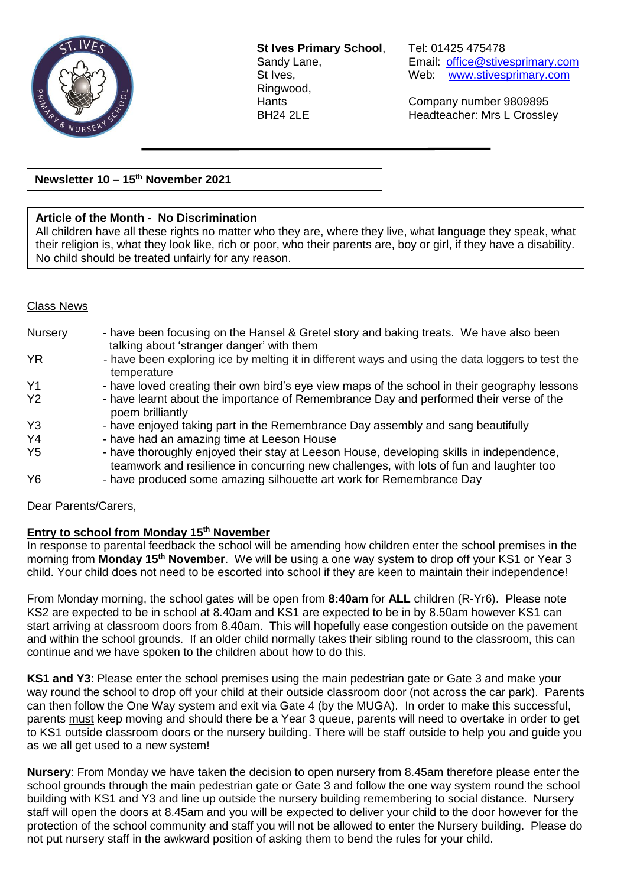**St Ives Primary School**,
Sandy Lane,
St Ives,
Ringwood,
Hants
BH24 2LE

Tel: 01425 475478
Email: office@stivesprimary.com
Web: www.stivesprimary.com

Company number 9809895
Headteacher: Mrs L Crossley

**Newsletter 10 – 15th November 2021**

**Article of the Month - No Discrimination**
All children have all these rights no matter who they are, where they live, what language they speak, what their religion is, what they look like, rich or poor, who their parents are, boy or girl, if they have a disability. No child should be treated unfairly for any reason.

Class News

| | |
|---|---|
| Nursery | - have been focusing on the Hansel & Gretel story and baking treats. We have also been talking about 'stranger danger' with them |
| YR | - have been exploring ice by melting it in different ways and using the data loggers to test the temperature |
| Y1 | - have loved creating their own bird's eye view maps of the school in their geography lessons |
| Y2 | - have learnt about the importance of Remembrance Day and performed their verse of the poem brilliantly |
| Y3 | - have enjoyed taking part in the Remembrance Day assembly and sang beautifully |
| Y4 | - have had an amazing time at Leeson House |
| Y5 | - have thoroughly enjoyed their stay at Leeson House, developing skills in independence, teamwork and resilience in concurring new challenges, with lots of fun and laughter too |
| Y6 | - have produced some amazing silhouette art work for Remembrance Day |

Dear Parents/Carers,

**Entry to school from Monday 15th November**
In response to parental feedback the school will be amending how children enter the school premises in the morning from **Monday 15th November**. We will be using a one way system to drop off your KS1 or Year 3 child. Your child does not need to be escorted into school if they are keen to maintain their independence!

From Monday morning, the school gates will be open from **8:40am** for **ALL** children (R-Yr6). Please note KS2 are expected to be in school at 8.40am and KS1 are expected to be in by 8.50am however KS1 can start arriving at classroom doors from 8.40am. This will hopefully ease congestion outside on the pavement and within the school grounds. If an older child normally takes their sibling round to the classroom, this can continue and we have spoken to the children about how to do this.

**KS1 and Y3**: Please enter the school premises using the main pedestrian gate or Gate 3 and make your way round the school to drop off your child at their outside classroom door (not across the car park). Parents can then follow the One Way system and exit via Gate 4 (by the MUGA). In order to make this successful, parents must keep moving and should there be a Year 3 queue, parents will need to overtake in order to get to KS1 outside classroom doors or the nursery building. There will be staff outside to help you and guide you as we all get used to a new system!

**Nursery**: From Monday we have taken the decision to open nursery from 8.45am therefore please enter the school grounds through the main pedestrian gate or Gate 3 and follow the one way system round the school building with KS1 and Y3 and line up outside the nursery building remembering to social distance. Nursery staff will open the doors at 8.45am and you will be expected to deliver your child to the door however for the protection of the school community and staff you will not be allowed to enter the Nursery building. Please do not put nursery staff in the awkward position of asking them to bend the rules for your child.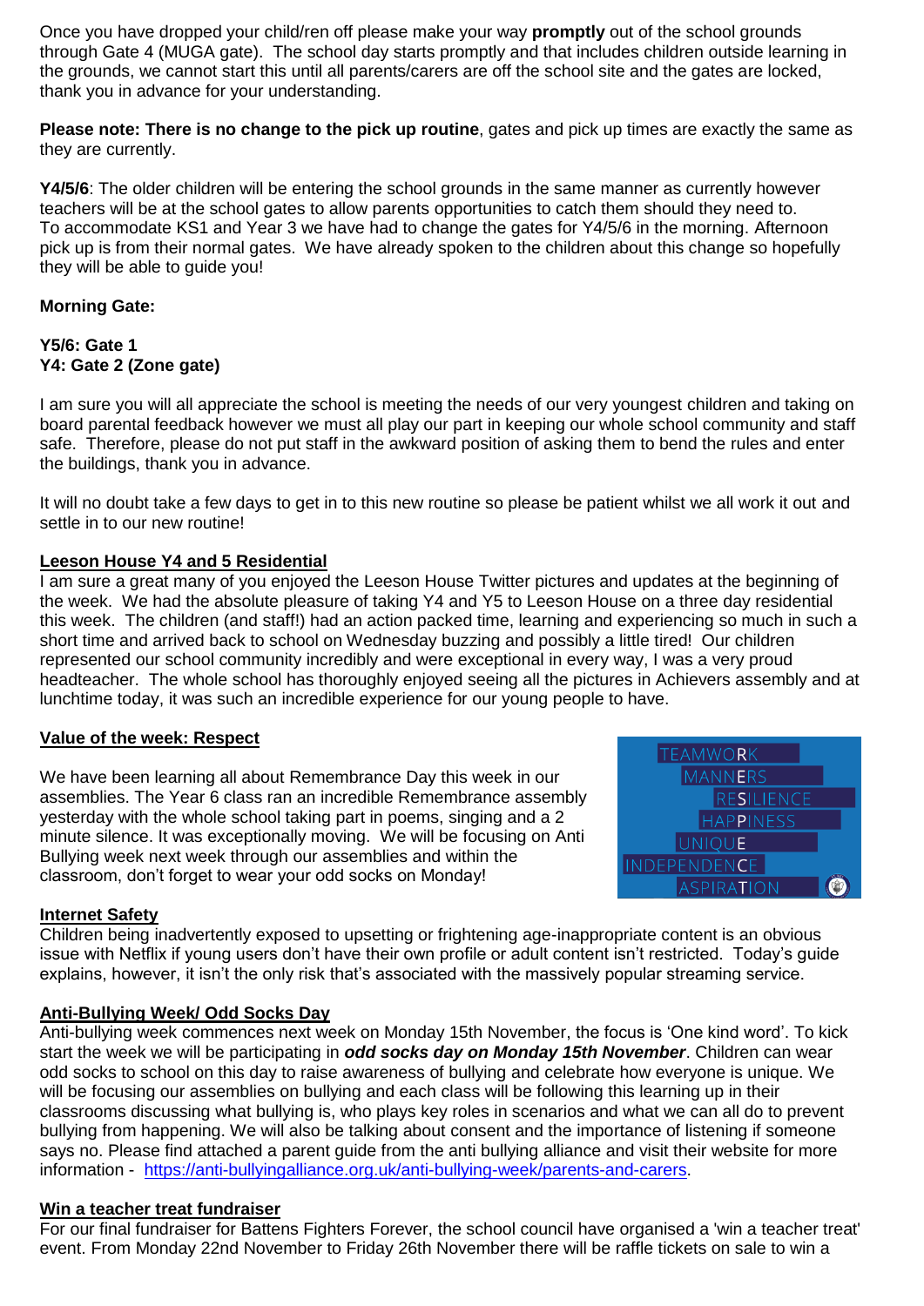Once you have dropped your child/ren off please make your way **promptly** out of the school grounds through Gate 4 (MUGA gate). The school day starts promptly and that includes children outside learning in the grounds, we cannot start this until all parents/carers are off the school site and the gates are locked, thank you in advance for your understanding.

**Please note: There is no change to the pick up routine**, gates and pick up times are exactly the same as they are currently.

**Y4/5/6**: The older children will be entering the school grounds in the same manner as currently however teachers will be at the school gates to allow parents opportunities to catch them should they need to. To accommodate KS1 and Year 3 we have had to change the gates for Y4/5/6 in the morning. Afternoon pick up is from their normal gates. We have already spoken to the children about this change so hopefully they will be able to guide you!

**Morning Gate:**

**Y5/6: Gate 1**
**Y4: Gate 2 (Zone gate)**

I am sure you will all appreciate the school is meeting the needs of our very youngest children and taking on board parental feedback however we must all play our part in keeping our whole school community and staff safe. Therefore, please do not put staff in the awkward position of asking them to bend the rules and enter the buildings, thank you in advance.

It will no doubt take a few days to get in to this new routine so please be patient whilst we all work it out and settle in to our new routine!

## Leeson House Y4 and 5 Residential

I am sure a great many of you enjoyed the Leeson House Twitter pictures and updates at the beginning of the week. We had the absolute pleasure of taking Y4 and Y5 to Leeson House on a three day residential this week. The children (and staff!) had an action packed time, learning and experiencing so much in such a short time and arrived back to school on Wednesday buzzing and possibly a little tired! Our children represented our school community incredibly and were exceptional in every way, I was a very proud headteacher. The whole school has thoroughly enjoyed seeing all the pictures in Achievers assembly and at lunchtime today, it was such an incredible experience for our young people to have.

## Value of the week: Respect

We have been learning all about Remembrance Day this week in our assemblies. The Year 6 class ran an incredible Remembrance assembly yesterday with the whole school taking part in poems, singing and a 2 minute silence. It was exceptionally moving. We will be focusing on Anti Bullying week next week through our assemblies and within the classroom, don't forget to wear your odd socks on Monday!

TEAMWORK
MANNERS
RESILIENCE
HAPPINESS
UNIQUE
INDEPENDENCE
ASPIRATION

## Internet Safety

Children being inadvertently exposed to upsetting or frightening age-inappropriate content is an obvious issue with Netflix if young users don't have their own profile or adult content isn't restricted. Today's guide explains, however, it isn't the only risk that's associated with the massively popular streaming service.

## Anti-Bullying Week/ Odd Socks Day

Anti-bullying week commences next week on Monday 15th November, the focus is 'One kind word'. To kick start the week we will be participating in ***odd socks day on Monday 15th November***. Children can wear odd socks to school on this day to raise awareness of bullying and celebrate how everyone is unique. We will be focusing our assemblies on bullying and each class will be following this learning up in their classrooms discussing what bullying is, who plays key roles in scenarios and what we can all do to prevent bullying from happening. We will also be talking about consent and the importance of listening if someone says no. Please find attached a parent guide from the anti bullying alliance and visit their website for more information - https://anti-bullyingalliance.org.uk/anti-bullying-week/parents-and-carers.

## Win a teacher treat fundraiser

For our final fundraiser for Battens Fighters Forever, the school council have organised a 'win a teacher treat' event. From Monday 22nd November to Friday 26th November there will be raffle tickets on sale to win a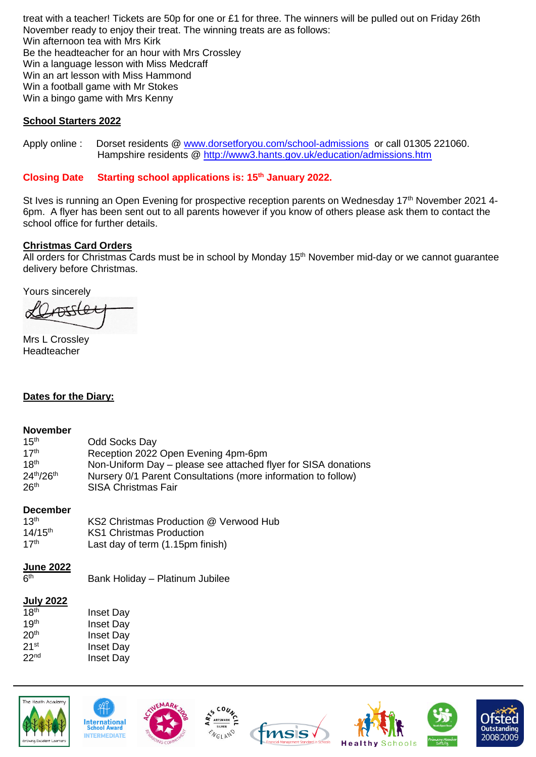treat with a teacher! Tickets are 50p for one or £1 for three. The winners will be pulled out on Friday 26th November ready to enjoy their treat. The winning treats are as follows:
Win afternoon tea with Mrs Kirk
Be the headteacher for an hour with Mrs Crossley
Win a language lesson with Miss Medcraff
Win an art lesson with Miss Hammond
Win a football game with Mr Stokes
Win a bingo game with Mrs Kenny

**School Starters 2022**

Apply online : Dorset residents @ www.dorsetforyou.com/school-admissions or call 01305 221060.
Hampshire residents @ http://www3.hants.gov.uk/education/admissions.htm

**Closing Date Starting school applications is: 15th January 2022.**

St Ives is running an Open Evening for prospective reception parents on Wednesday 17th November 2021 4-6pm. A flyer has been sent out to all parents however if you know of others please ask them to contact the school office for further details.

**Christmas Card Orders**
All orders for Christmas Cards must be in school by Monday 15th November mid-day or we cannot guarantee delivery before Christmas.

Yours sincerely

Mrs L Crossley
Headteacher

**Dates for the Diary:**

**November**

| | |
|---|---|
| 15th | Odd Socks Day |
| 17th | Reception 2022 Open Evening 4pm-6pm |
| 18th | Non-Uniform Day – please see attached flyer for SISA donations |
| 24th/26th | Nursery 0/1 Parent Consultations (more information to follow) |
| 26th | SISA Christmas Fair |

**December**

| | |
|---|---|
| 13th | KS2 Christmas Production @ Verwood Hub |
| 14/15th | KS1 Christmas Production |
| 17th | Last day of term (1.15pm finish) |

**June 2022**

| | |
|---|---|
| 6th | Bank Holiday – Platinum Jubilee |

**July 2022**

| | |
|---|---|
| 18th | Inset Day |
| 19th | Inset Day |
| 20th | Inset Day |
| 21st | Inset Day |
| 22nd | Inset Day |